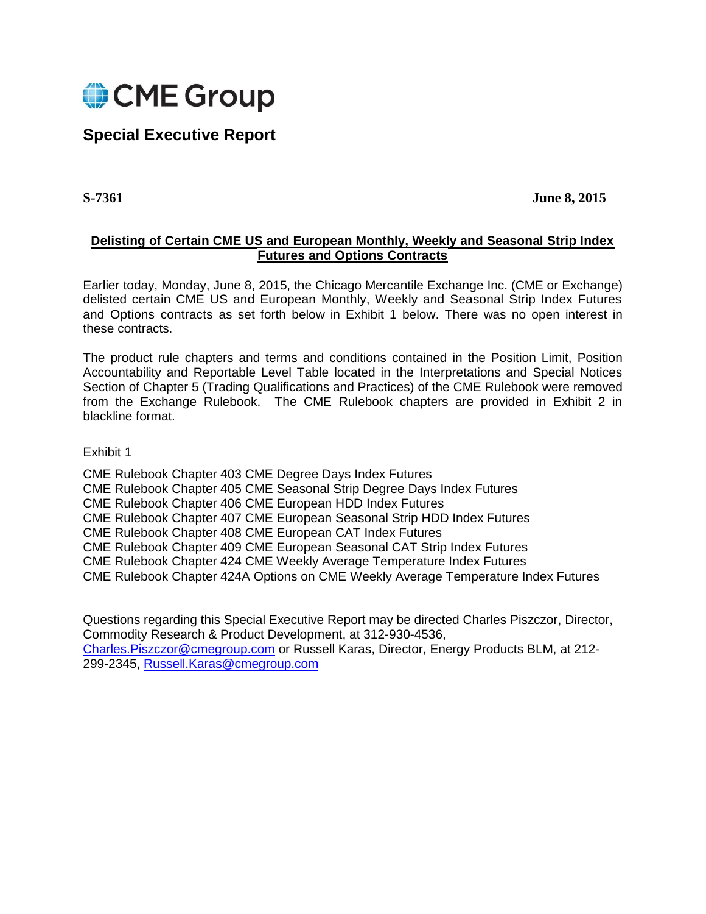CME Group

# Special Executive Report

**S-7361** **June 8, 2015**

## Delisting of Certain CME US and European Monthly, Weekly and Seasonal Strip Index Futures and Options Contracts

Earlier today, Monday, June 8, 2015, the Chicago Mercantile Exchange Inc. (CME or Exchange) delisted certain CME US and European Monthly, Weekly and Seasonal Strip Index Futures and Options contracts as set forth below in Exhibit 1 below. There was no open interest in these contracts.

The product rule chapters and terms and conditions contained in the Position Limit, Position Accountability and Reportable Level Table located in the Interpretations and Special Notices Section of Chapter 5 (Trading Qualifications and Practices) of the CME Rulebook were removed from the Exchange Rulebook. The CME Rulebook chapters are provided in Exhibit 2 in blackline format.

Exhibit 1

CME Rulebook Chapter 403 CME Degree Days Index Futures
CME Rulebook Chapter 405 CME Seasonal Strip Degree Days Index Futures
CME Rulebook Chapter 406 CME European HDD Index Futures
CME Rulebook Chapter 407 CME European Seasonal Strip HDD Index Futures
CME Rulebook Chapter 408 CME European CAT Index Futures
CME Rulebook Chapter 409 CME European Seasonal CAT Strip Index Futures
CME Rulebook Chapter 424 CME Weekly Average Temperature Index Futures
CME Rulebook Chapter 424A Options on CME Weekly Average Temperature Index Futures

Questions regarding this Special Executive Report may be directed Charles Piszczor, Director, Commodity Research & Product Development, at 312-930-4536, Charles.Piszczor@cmegroup.com or Russell Karas, Director, Energy Products BLM, at 212-299-2345, Russell.Karas@cmegroup.com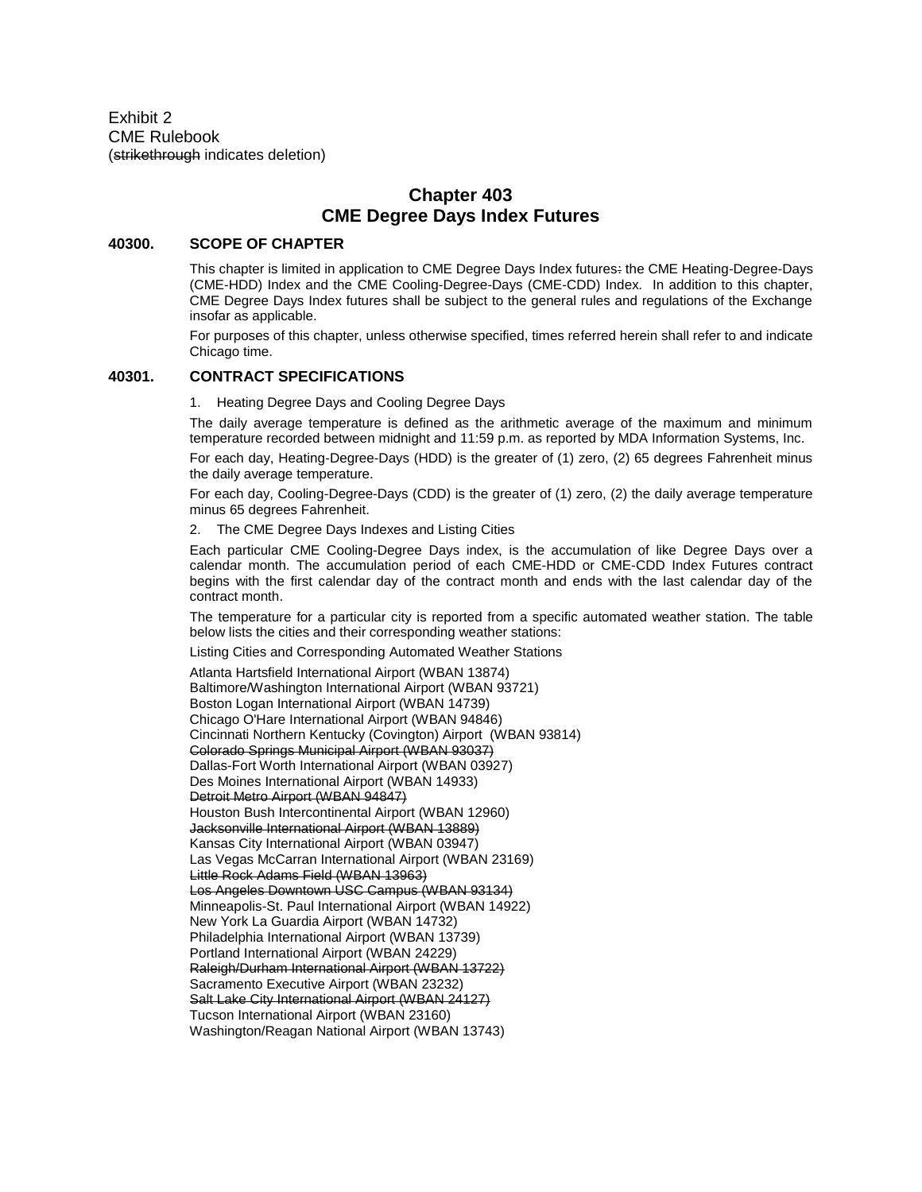Exhibit 2
CME Rulebook
(~~strikethrough~~ indicates deletion)

# Chapter 403
# CME Degree Days Index Futures

## 40300. SCOPE OF CHAPTER

This chapter is limited in application to CME Degree Days Index futures~~:~~ the CME Heating-Degree-Days (CME-HDD) Index and the CME Cooling-Degree-Days (CME-CDD) Index. In addition to this chapter, CME Degree Days Index futures shall be subject to the general rules and regulations of the Exchange insofar as applicable.

For purposes of this chapter, unless otherwise specified, times referred herein shall refer to and indicate Chicago time.

## 40301. CONTRACT SPECIFICATIONS

1. Heating Degree Days and Cooling Degree Days

The daily average temperature is defined as the arithmetic average of the maximum and minimum temperature recorded between midnight and 11:59 p.m. as reported by MDA Information Systems, Inc.

For each day, Heating-Degree-Days (HDD) is the greater of (1) zero, (2) 65 degrees Fahrenheit minus the daily average temperature.

For each day, Cooling-Degree-Days (CDD) is the greater of (1) zero, (2) the daily average temperature minus 65 degrees Fahrenheit.

2. The CME Degree Days Indexes and Listing Cities

Each particular CME Cooling-Degree Days index, is the accumulation of like Degree Days over a calendar month. The accumulation period of each CME-HDD or CME-CDD Index Futures contract begins with the first calendar day of the contract month and ends with the last calendar day of the contract month.

The temperature for a particular city is reported from a specific automated weather station. The table below lists the cities and their corresponding weather stations:

Listing Cities and Corresponding Automated Weather Stations

Atlanta Hartsfield International Airport (WBAN 13874)
Baltimore/Washington International Airport (WBAN 93721)
Boston Logan International Airport (WBAN 14739)
Chicago O'Hare International Airport (WBAN 94846)
Cincinnati Northern Kentucky (Covington) Airport (WBAN 93814)
~~Colorado Springs Municipal Airport (WBAN 93037)~~
Dallas-Fort Worth International Airport (WBAN 03927)
Des Moines International Airport (WBAN 14933)
~~Detroit Metro Airport (WBAN 94847)~~
Houston Bush Intercontinental Airport (WBAN 12960)
~~Jacksonville International Airport (WBAN 13889)~~
Kansas City International Airport (WBAN 03947)
Las Vegas McCarran International Airport (WBAN 23169)
~~Little Rock Adams Field (WBAN 13963)~~
~~Los Angeles Downtown USC Campus (WBAN 93134)~~
Minneapolis-St. Paul International Airport (WBAN 14922)
New York La Guardia Airport (WBAN 14732)
Philadelphia International Airport (WBAN 13739)
Portland International Airport (WBAN 24229)
~~Raleigh/Durham International Airport (WBAN 13722)~~
Sacramento Executive Airport (WBAN 23232)
~~Salt Lake City International Airport (WBAN 24127)~~
Tucson International Airport (WBAN 23160)
Washington/Reagan National Airport (WBAN 13743)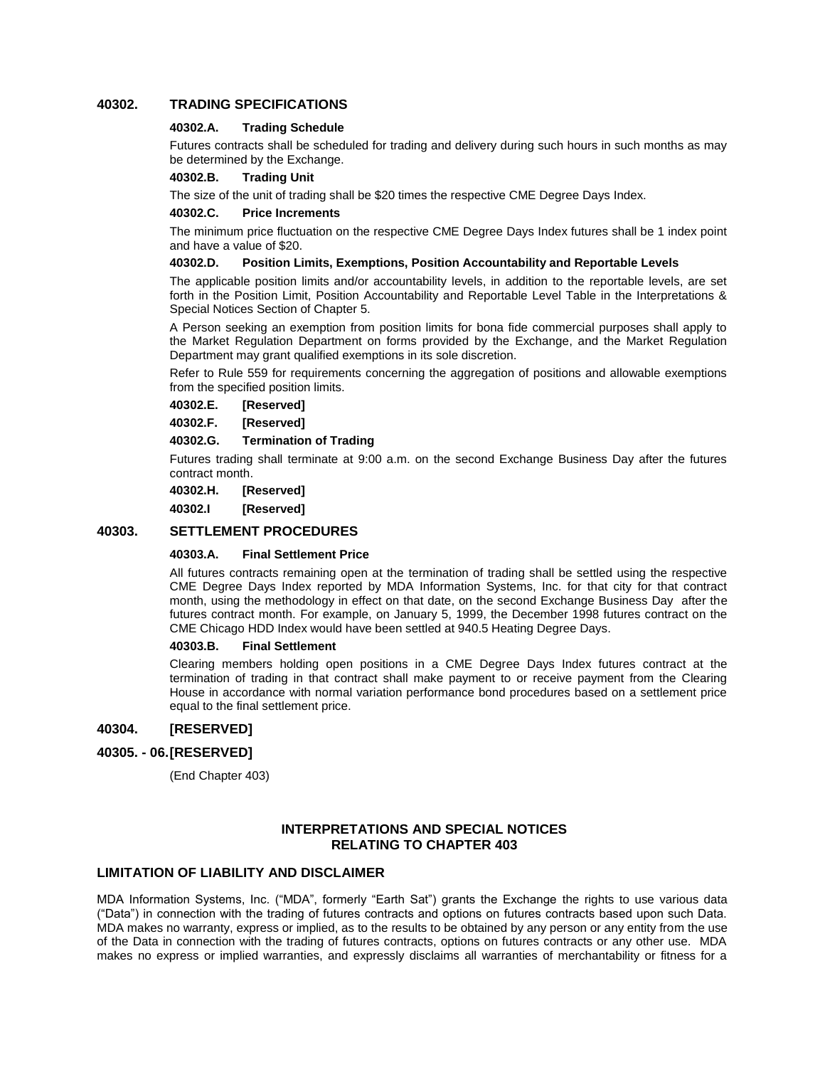## 40302. TRADING SPECIFICATIONS

### 40302.A. Trading Schedule

Futures contracts shall be scheduled for trading and delivery during such hours in such months as may be determined by the Exchange.

### 40302.B. Trading Unit

The size of the unit of trading shall be $20 times the respective CME Degree Days Index.

### 40302.C. Price Increments

The minimum price fluctuation on the respective CME Degree Days Index futures shall be 1 index point and have a value of $20.

### 40302.D. Position Limits, Exemptions, Position Accountability and Reportable Levels

The applicable position limits and/or accountability levels, in addition to the reportable levels, are set forth in the Position Limit, Position Accountability and Reportable Level Table in the Interpretations & Special Notices Section of Chapter 5.

A Person seeking an exemption from position limits for bona fide commercial purposes shall apply to the Market Regulation Department on forms provided by the Exchange, and the Market Regulation Department may grant qualified exemptions in its sole discretion.

Refer to Rule 559 for requirements concerning the aggregation of positions and allowable exemptions from the specified position limits.

### 40302.E. [Reserved]

### 40302.F. [Reserved]

### 40302.G. Termination of Trading

Futures trading shall terminate at 9:00 a.m. on the second Exchange Business Day after the futures contract month.

### 40302.H. [Reserved]

### 40302.I [Reserved]

## 40303. SETTLEMENT PROCEDURES

### 40303.A. Final Settlement Price

All futures contracts remaining open at the termination of trading shall be settled using the respective CME Degree Days Index reported by MDA Information Systems, Inc. for that city for that contract month, using the methodology in effect on that date, on the second Exchange Business Day after the futures contract month. For example, on January 5, 1999, the December 1998 futures contract on the CME Chicago HDD Index would have been settled at 940.5 Heating Degree Days.

### 40303.B. Final Settlement

Clearing members holding open positions in a CME Degree Days Index futures contract at the termination of trading in that contract shall make payment to or receive payment from the Clearing House in accordance with normal variation performance bond procedures based on a settlement price equal to the final settlement price.

## 40304. [RESERVED]

## 40305. - 06. [RESERVED]

(End Chapter 403)

## INTERPRETATIONS AND SPECIAL NOTICES RELATING TO CHAPTER 403

## LIMITATION OF LIABILITY AND DISCLAIMER

MDA Information Systems, Inc. ("MDA", formerly "Earth Sat") grants the Exchange the rights to use various data ("Data") in connection with the trading of futures contracts and options on futures contracts based upon such Data. MDA makes no warranty, express or implied, as to the results to be obtained by any person or any entity from the use of the Data in connection with the trading of futures contracts, options on futures contracts or any other use. MDA makes no express or implied warranties, and expressly disclaims all warranties of merchantability or fitness for a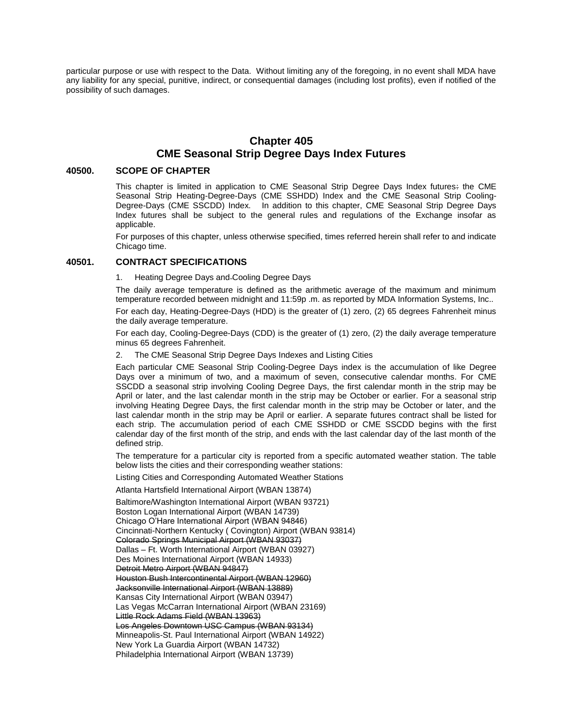particular purpose or use with respect to the Data. Without limiting any of the foregoing, in no event shall MDA have any liability for any special, punitive, indirect, or consequential damages (including lost profits), even if notified of the possibility of such damages.

# Chapter 405
# CME Seasonal Strip Degree Days Index Futures

## 40500. SCOPE OF CHAPTER

This chapter is limited in application to CME Seasonal Strip Degree Days Index futures: ~~:~~ the CME Seasonal Strip Heating-Degree-Days (CME SSHDD) Index and the CME Seasonal Strip Cooling-Degree-Days (CME SSCDD) Index. In addition to this chapter, CME Seasonal Strip Degree Days Index futures shall be subject to the general rules and regulations of the Exchange insofar as applicable.

For purposes of this chapter, unless otherwise specified, times referred herein shall refer to and indicate Chicago time.

## 40501. CONTRACT SPECIFICATIONS

1. Heating Degree Days and Cooling Degree Days

The daily average temperature is defined as the arithmetic average of the maximum and minimum temperature recorded between midnight and 11:59p .m. as reported by MDA Information Systems, Inc..

For each day, Heating-Degree-Days (HDD) is the greater of (1) zero, (2) 65 degrees Fahrenheit minus the daily average temperature.

For each day, Cooling-Degree-Days (CDD) is the greater of (1) zero, (2) the daily average temperature minus 65 degrees Fahrenheit.

2. The CME Seasonal Strip Degree Days Indexes and Listing Cities

Each particular CME Seasonal Strip Cooling-Degree Days index is the accumulation of like Degree Days over a minimum of two, and a maximum of seven, consecutive calendar months. For CME SSCDD a seasonal strip involving Cooling Degree Days, the first calendar month in the strip may be April or later, and the last calendar month in the strip may be October or earlier. For a seasonal strip involving Heating Degree Days, the first calendar month in the strip may be October or later, and the last calendar month in the strip may be April or earlier. A separate futures contract shall be listed for each strip. The accumulation period of each CME SSHDD or CME SSCDD begins with the first calendar day of the first month of the strip, and ends with the last calendar day of the last month of the defined strip.

The temperature for a particular city is reported from a specific automated weather station. The table below lists the cities and their corresponding weather stations:

Listing Cities and Corresponding Automated Weather Stations

Atlanta Hartsfield International Airport (WBAN 13874)

Baltimore/Washington International Airport (WBAN 93721)
Boston Logan International Airport (WBAN 14739)
Chicago O'Hare International Airport (WBAN 94846)
Cincinnati-Northern Kentucky ( Covington) Airport (WBAN 93814)
~~Colorado Springs Municipal Airport (WBAN 93037)~~
Dallas – Ft. Worth International Airport (WBAN 03927)
Des Moines International Airport (WBAN 14933)
~~Detroit Metro Airport (WBAN 94847)~~
~~Houston Bush Intercontinental Airport (WBAN 12960)~~
~~Jacksonville International Airport (WBAN 13889)~~
Kansas City International Airport (WBAN 03947)
Las Vegas McCarran International Airport (WBAN 23169)
~~Little Rock Adams Field (WBAN 13963)~~
~~Los Angeles Downtown USC Campus (WBAN 93134)~~
Minneapolis-St. Paul International Airport (WBAN 14922)
New York La Guardia Airport (WBAN 14732)
Philadelphia International Airport (WBAN 13739)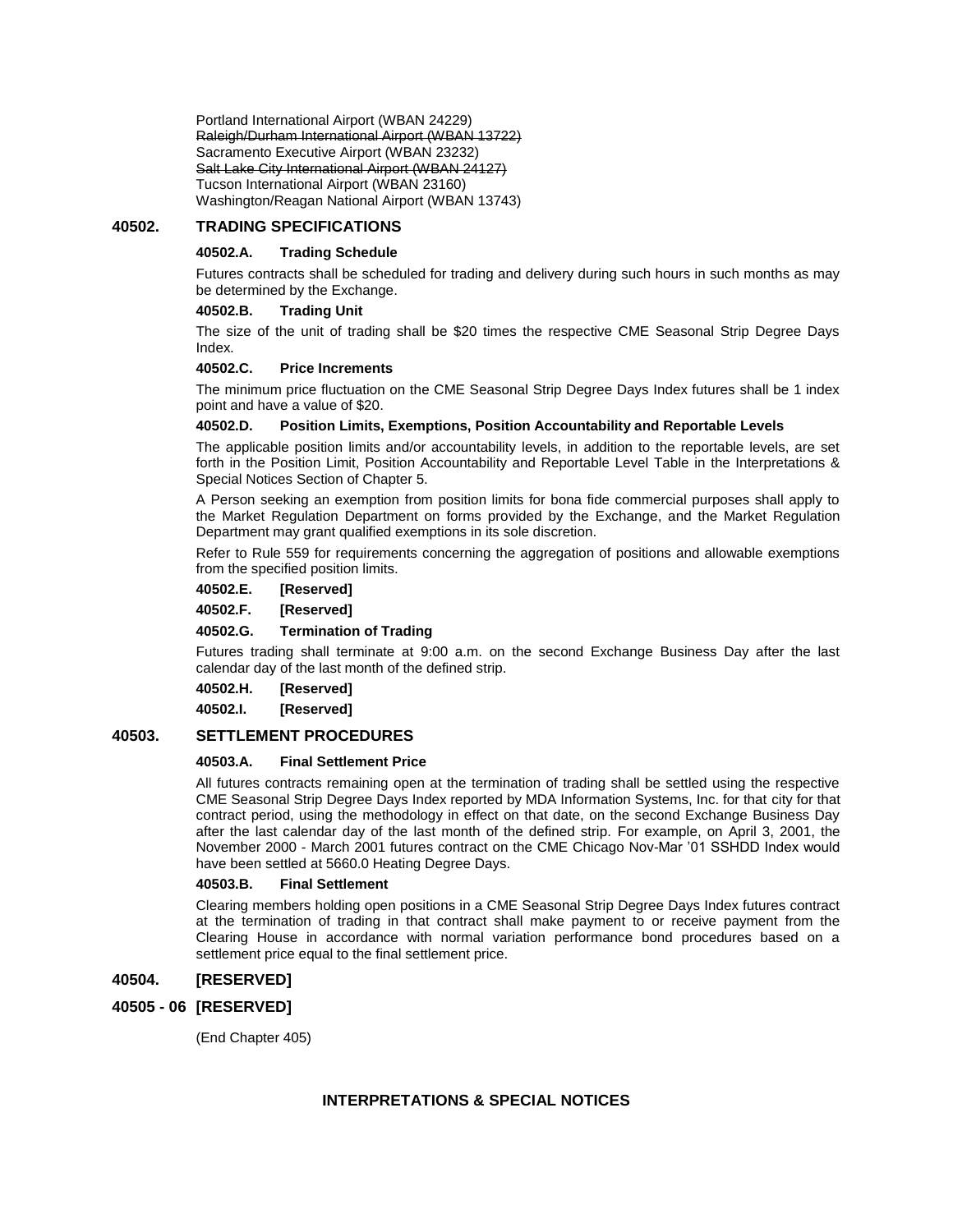Portland International Airport (WBAN 24229)
~~Raleigh/Durham International Airport (WBAN 13722)~~
Sacramento Executive Airport (WBAN 23232)
~~Salt Lake City International Airport (WBAN 24127)~~
Tucson International Airport (WBAN 23160)
Washington/Reagan National Airport (WBAN 13743)

## 40502. TRADING SPECIFICATIONS

### 40502.A. Trading Schedule

Futures contracts shall be scheduled for trading and delivery during such hours in such months as may be determined by the Exchange.

### 40502.B. Trading Unit

The size of the unit of trading shall be $20 times the respective CME Seasonal Strip Degree Days Index.

### 40502.C. Price Increments

The minimum price fluctuation on the CME Seasonal Strip Degree Days Index futures shall be 1 index point and have a value of $20.

### 40502.D. Position Limits, Exemptions, Position Accountability and Reportable Levels

The applicable position limits and/or accountability levels, in addition to the reportable levels, are set forth in the Position Limit, Position Accountability and Reportable Level Table in the Interpretations & Special Notices Section of Chapter 5.

A Person seeking an exemption from position limits for bona fide commercial purposes shall apply to the Market Regulation Department on forms provided by the Exchange, and the Market Regulation Department may grant qualified exemptions in its sole discretion.

Refer to Rule 559 for requirements concerning the aggregation of positions and allowable exemptions from the specified position limits.

### 40502.E. [Reserved]

### 40502.F. [Reserved]

### 40502.G. Termination of Trading

Futures trading shall terminate at 9:00 a.m. on the second Exchange Business Day after the last calendar day of the last month of the defined strip.

### 40502.H. [Reserved]

### 40502.I. [Reserved]

## 40503. SETTLEMENT PROCEDURES

### 40503.A. Final Settlement Price

All futures contracts remaining open at the termination of trading shall be settled using the respective CME Seasonal Strip Degree Days Index reported by MDA Information Systems, Inc. for that city for that contract period, using the methodology in effect on that date, on the second Exchange Business Day after the last calendar day of the last month of the defined strip. For example, on April 3, 2001, the November 2000 - March 2001 futures contract on the CME Chicago Nov-Mar '01 SSHDD Index would have been settled at 5660.0 Heating Degree Days.

### 40503.B. Final Settlement

Clearing members holding open positions in a CME Seasonal Strip Degree Days Index futures contract at the termination of trading in that contract shall make payment to or receive payment from the Clearing House in accordance with normal variation performance bond procedures based on a settlement price equal to the final settlement price.

## 40504. [RESERVED]

## 40505 - 06 [RESERVED]

(End Chapter 405)

**INTERPRETATIONS & SPECIAL NOTICES**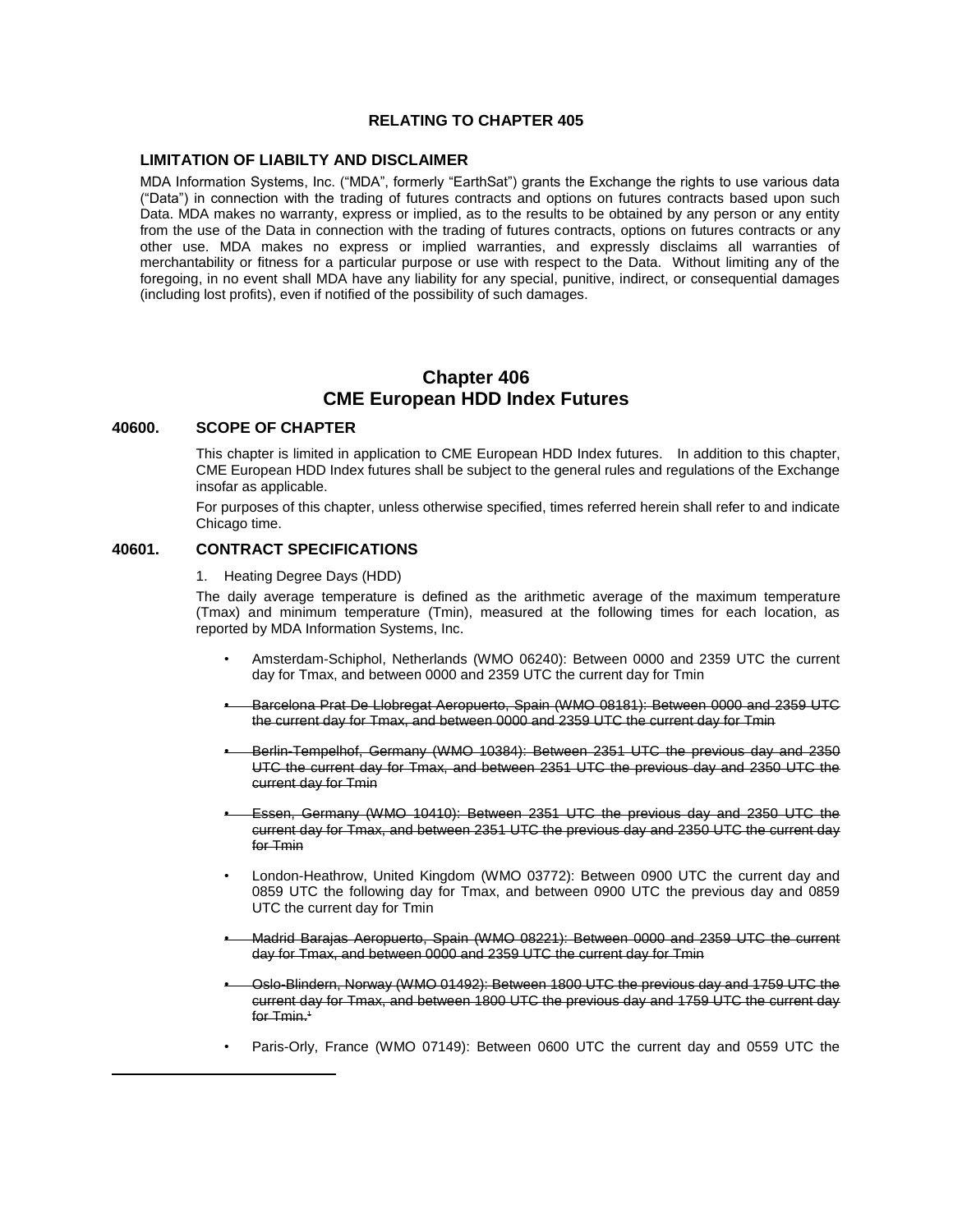**RELATING TO CHAPTER 405**

**LIMITATION OF LIABILTY AND DISCLAIMER**

MDA Information Systems, Inc. ("MDA", formerly "EarthSat") grants the Exchange the rights to use various data ("Data") in connection with the trading of futures contracts and options on futures contracts based upon such Data. MDA makes no warranty, express or implied, as to the results to be obtained by any person or any entity from the use of the Data in connection with the trading of futures contracts, options on futures contracts or any other use. MDA makes no express or implied warranties, and expressly disclaims all warranties of merchantability or fitness for a particular purpose or use with respect to the Data. Without limiting any of the foregoing, in no event shall MDA have any liability for any special, punitive, indirect, or consequential damages (including lost profits), even if notified of the possibility of such damages.

# Chapter 406
# CME European HDD Index Futures

## 40600. SCOPE OF CHAPTER

This chapter is limited in application to CME European HDD Index futures. In addition to this chapter, CME European HDD Index futures shall be subject to the general rules and regulations of the Exchange insofar as applicable.

For purposes of this chapter, unless otherwise specified, times referred herein shall refer to and indicate Chicago time.

## 40601. CONTRACT SPECIFICATIONS

1. Heating Degree Days (HDD)

The daily average temperature is defined as the arithmetic average of the maximum temperature (Tmax) and minimum temperature (Tmin), measured at the following times for each location, as reported by MDA Information Systems, Inc.

- Amsterdam-Schiphol, Netherlands (WMO 06240): Between 0000 and 2359 UTC the current day for Tmax, and between 0000 and 2359 UTC the current day for Tmin
- ~~Barcelona Prat De Llobregat Aeropuerto, Spain (WMO 08181): Between 0000 and 2359 UTC the current day for Tmax, and between 0000 and 2359 UTC the current day for Tmin~~
- ~~Berlin-Tempelhof, Germany (WMO 10384): Between 2351 UTC the previous day and 2350 UTC the current day for Tmax, and between 2351 UTC the previous day and 2350 UTC the current day for Tmin~~
- ~~Essen, Germany (WMO 10410): Between 2351 UTC the previous day and 2350 UTC the current day for Tmax, and between 2351 UTC the previous day and 2350 UTC the current day for Tmin~~
- London-Heathrow, United Kingdom (WMO 03772): Between 0900 UTC the current day and 0859 UTC the following day for Tmax, and between 0900 UTC the previous day and 0859 UTC the current day for Tmin
- ~~Madrid Barajas Aeropuerto, Spain (WMO 08221): Between 0000 and 2359 UTC the current day for Tmax, and between 0000 and 2359 UTC the current day for Tmin~~
- ~~Oslo-Blindern, Norway (WMO 01492): Between 1800 UTC the previous day and 1759 UTC the current day for Tmax, and between 1800 UTC the previous day and 1759 UTC the current day for Tmin.~~[1]
- Paris-Orly, France (WMO 07149): Between 0600 UTC the current day and 0559 UTC the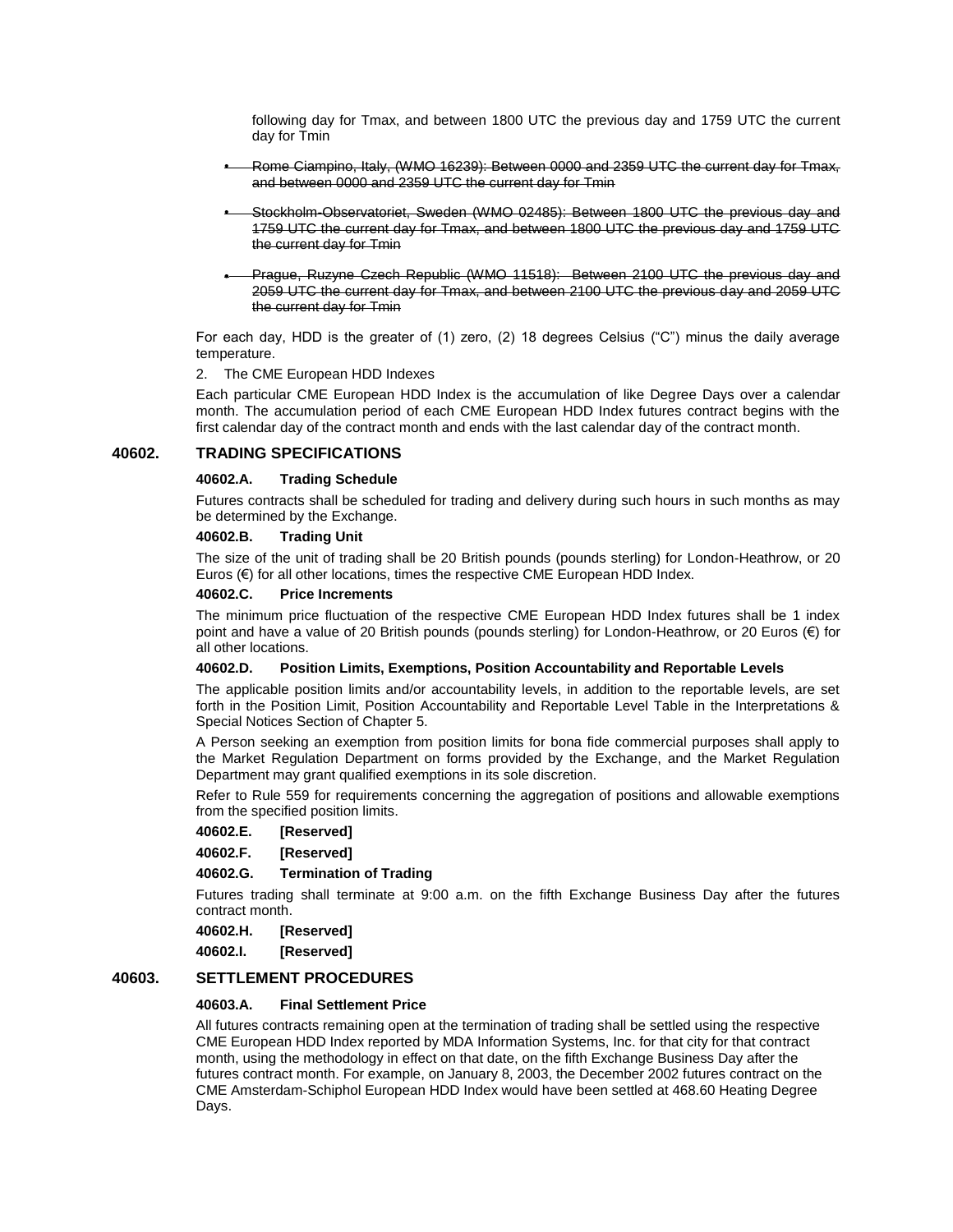following day for Tmax, and between 1800 UTC the previous day and 1759 UTC the current day for Tmin

- ~~Rome Ciampino, Italy, (WMO 16239): Between 0000 and 2359 UTC the current day for Tmax, and between 0000 and 2359 UTC the current day for Tmin~~
- ~~Stockholm-Observatoriet, Sweden (WMO 02485): Between 1800 UTC the previous day and 1759 UTC the current day for Tmax, and between 1800 UTC the previous day and 1759 UTC the current day for Tmin~~
- ~~Prague, Ruzyne Czech Republic (WMO 11518): Between 2100 UTC the previous day and 2059 UTC the current day for Tmax, and between 2100 UTC the previous day and 2059 UTC the current day for Tmin~~

For each day, HDD is the greater of (1) zero, (2) 18 degrees Celsius ("C") minus the daily average temperature.

2. The CME European HDD Indexes

Each particular CME European HDD Index is the accumulation of like Degree Days over a calendar month. The accumulation period of each CME European HDD Index futures contract begins with the first calendar day of the contract month and ends with the last calendar day of the contract month.

## 40602. TRADING SPECIFICATIONS

### 40602.A. Trading Schedule

Futures contracts shall be scheduled for trading and delivery during such hours in such months as may be determined by the Exchange.

### 40602.B. Trading Unit

The size of the unit of trading shall be 20 British pounds (pounds sterling) for London-Heathrow, or 20 Euros (€) for all other locations, times the respective CME European HDD Index.

### 40602.C. Price Increments

The minimum price fluctuation of the respective CME European HDD Index futures shall be 1 index point and have a value of 20 British pounds (pounds sterling) for London-Heathrow, or 20 Euros (€) for all other locations.

### 40602.D. Position Limits, Exemptions, Position Accountability and Reportable Levels

The applicable position limits and/or accountability levels, in addition to the reportable levels, are set forth in the Position Limit, Position Accountability and Reportable Level Table in the Interpretations & Special Notices Section of Chapter 5.

A Person seeking an exemption from position limits for bona fide commercial purposes shall apply to the Market Regulation Department on forms provided by the Exchange, and the Market Regulation Department may grant qualified exemptions in its sole discretion.

Refer to Rule 559 for requirements concerning the aggregation of positions and allowable exemptions from the specified position limits.

### 40602.E. [Reserved]

### 40602.F. [Reserved]

### 40602.G. Termination of Trading

Futures trading shall terminate at 9:00 a.m. on the fifth Exchange Business Day after the futures contract month.

### 40602.H. [Reserved]

### 40602.I. [Reserved]

## 40603. SETTLEMENT PROCEDURES

### 40603.A. Final Settlement Price

All futures contracts remaining open at the termination of trading shall be settled using the respective CME European HDD Index reported by MDA Information Systems, Inc. for that city for that contract month, using the methodology in effect on that date, on the fifth Exchange Business Day after the futures contract month. For example, on January 8, 2003, the December 2002 futures contract on the CME Amsterdam-Schiphol European HDD Index would have been settled at 468.60 Heating Degree Days.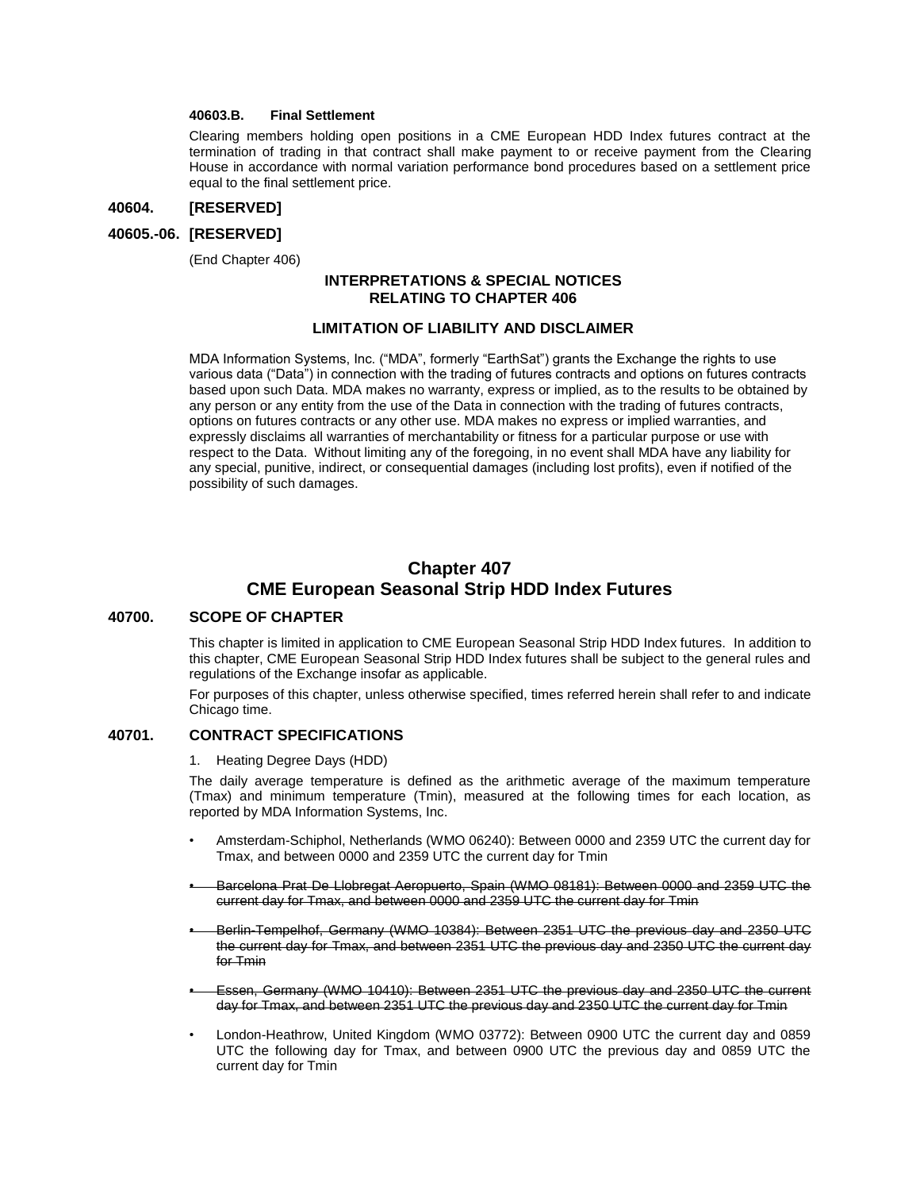#### 40603.B. Final Settlement

Clearing members holding open positions in a CME European HDD Index futures contract at the termination of trading in that contract shall make payment to or receive payment from the Clearing House in accordance with normal variation performance bond procedures based on a settlement price equal to the final settlement price.

### 40604. [RESERVED]

### 40605.-06. [RESERVED]

(End Chapter 406)

**INTERPRETATIONS & SPECIAL NOTICES RELATING TO CHAPTER 406**

**LIMITATION OF LIABILITY AND DISCLAIMER**

MDA Information Systems, Inc. ("MDA", formerly "EarthSat") grants the Exchange the rights to use various data ("Data") in connection with the trading of futures contracts and options on futures contracts based upon such Data. MDA makes no warranty, express or implied, as to the results to be obtained by any person or any entity from the use of the Data in connection with the trading of futures contracts, options on futures contracts or any other use. MDA makes no express or implied warranties, and expressly disclaims all warranties of merchantability or fitness for a particular purpose or use with respect to the Data. Without limiting any of the foregoing, in no event shall MDA have any liability for any special, punitive, indirect, or consequential damages (including lost profits), even if notified of the possibility of such damages.

## Chapter 407
## CME European Seasonal Strip HDD Index Futures

### 40700. SCOPE OF CHAPTER

This chapter is limited in application to CME European Seasonal Strip HDD Index futures. In addition to this chapter, CME European Seasonal Strip HDD Index futures shall be subject to the general rules and regulations of the Exchange insofar as applicable.

For purposes of this chapter, unless otherwise specified, times referred herein shall refer to and indicate Chicago time.

### 40701. CONTRACT SPECIFICATIONS

1. Heating Degree Days (HDD)

The daily average temperature is defined as the arithmetic average of the maximum temperature (Tmax) and minimum temperature (Tmin), measured at the following times for each location, as reported by MDA Information Systems, Inc.

- Amsterdam-Schiphol, Netherlands (WMO 06240): Between 0000 and 2359 UTC the current day for Tmax, and between 0000 and 2359 UTC the current day for Tmin
- ~~Barcelona Prat De Llobregat Aeropuerto, Spain (WMO 08181): Between 0000 and 2359 UTC the current day for Tmax, and between 0000 and 2359 UTC the current day for Tmin~~
- ~~Berlin-Tempelhof, Germany (WMO 10384): Between 2351 UTC the previous day and 2350 UTC the current day for Tmax, and between 2351 UTC the previous day and 2350 UTC the current day for Tmin~~
- ~~Essen, Germany (WMO 10410): Between 2351 UTC the previous day and 2350 UTC the current day for Tmax, and between 2351 UTC the previous day and 2350 UTC the current day for Tmin~~
- London-Heathrow, United Kingdom (WMO 03772): Between 0900 UTC the current day and 0859 UTC the following day for Tmax, and between 0900 UTC the previous day and 0859 UTC the current day for Tmin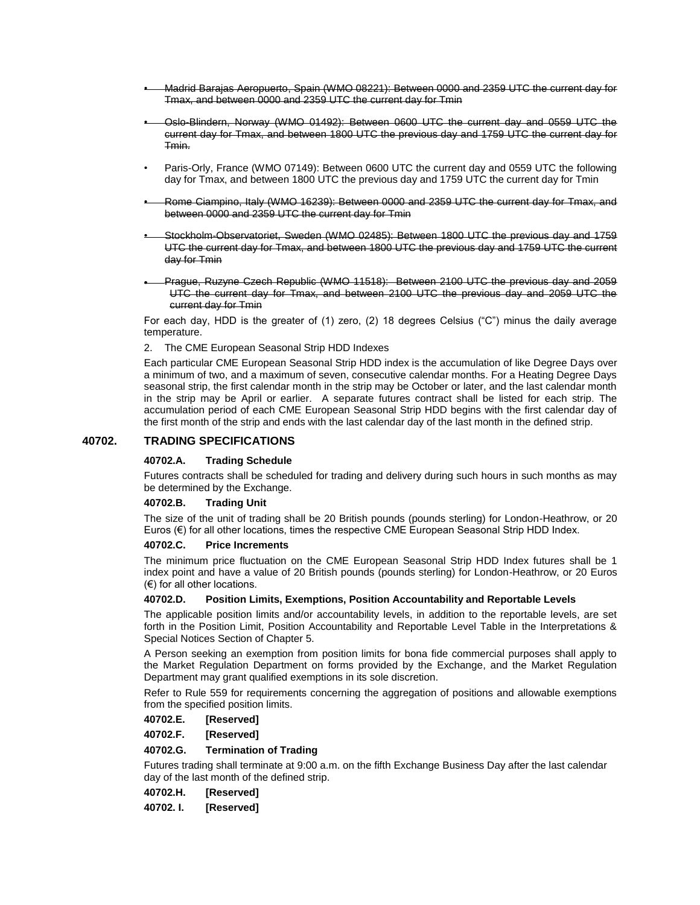- ~~Madrid Barajas Aeropuerto, Spain (WMO 08221): Between 0000 and 2359 UTC the current day for Tmax, and between 0000 and 2359 UTC the current day for Tmin~~
- ~~Oslo-Blindern, Norway (WMO 01492): Between 0600 UTC the current day and 0559 UTC the current day for Tmax, and between 1800 UTC the previous day and 1759 UTC the current day for Tmin.~~
- Paris-Orly, France (WMO 07149): Between 0600 UTC the current day and 0559 UTC the following day for Tmax, and between 1800 UTC the previous day and 1759 UTC the current day for Tmin
- ~~Rome Ciampino, Italy (WMO 16239): Between 0000 and 2359 UTC the current day for Tmax, and between 0000 and 2359 UTC the current day for Tmin~~
- ~~Stockholm-Observatoriet, Sweden (WMO 02485): Between 1800 UTC the previous day and 1759 UTC the current day for Tmax, and between 1800 UTC the previous day and 1759 UTC the current day for Tmin~~
- ~~Prague, Ruzyne Czech Republic (WMO 11518): Between 2100 UTC the previous day and 2059 UTC the current day for Tmax, and between 2100 UTC the previous day and 2059 UTC the current day for Tmin~~

For each day, HDD is the greater of (1) zero, (2) 18 degrees Celsius ("C") minus the daily average temperature.

2. The CME European Seasonal Strip HDD Indexes

Each particular CME European Seasonal Strip HDD index is the accumulation of like Degree Days over a minimum of two, and a maximum of seven, consecutive calendar months. For a Heating Degree Days seasonal strip, the first calendar month in the strip may be October or later, and the last calendar month in the strip may be April or earlier. A separate futures contract shall be listed for each strip. The accumulation period of each CME European Seasonal Strip HDD begins with the first calendar day of the first month of the strip and ends with the last calendar day of the last month in the defined strip.

## 40702. TRADING SPECIFICATIONS

### 40702.A. Trading Schedule

Futures contracts shall be scheduled for trading and delivery during such hours in such months as may be determined by the Exchange.

### 40702.B. Trading Unit

The size of the unit of trading shall be 20 British pounds (pounds sterling) for London-Heathrow, or 20 Euros (€) for all other locations, times the respective CME European Seasonal Strip HDD Index.

### 40702.C. Price Increments

The minimum price fluctuation on the CME European Seasonal Strip HDD Index futures shall be 1 index point and have a value of 20 British pounds (pounds sterling) for London-Heathrow, or 20 Euros (€) for all other locations.

### 40702.D. Position Limits, Exemptions, Position Accountability and Reportable Levels

The applicable position limits and/or accountability levels, in addition to the reportable levels, are set forth in the Position Limit, Position Accountability and Reportable Level Table in the Interpretations & Special Notices Section of Chapter 5.

A Person seeking an exemption from position limits for bona fide commercial purposes shall apply to the Market Regulation Department on forms provided by the Exchange, and the Market Regulation Department may grant qualified exemptions in its sole discretion.

Refer to Rule 559 for requirements concerning the aggregation of positions and allowable exemptions from the specified position limits.

### 40702.E. [Reserved]

### 40702.F. [Reserved]

### 40702.G. Termination of Trading

Futures trading shall terminate at 9:00 a.m. on the fifth Exchange Business Day after the last calendar day of the last month of the defined strip.

### 40702.H. [Reserved]

### 40702. I. [Reserved]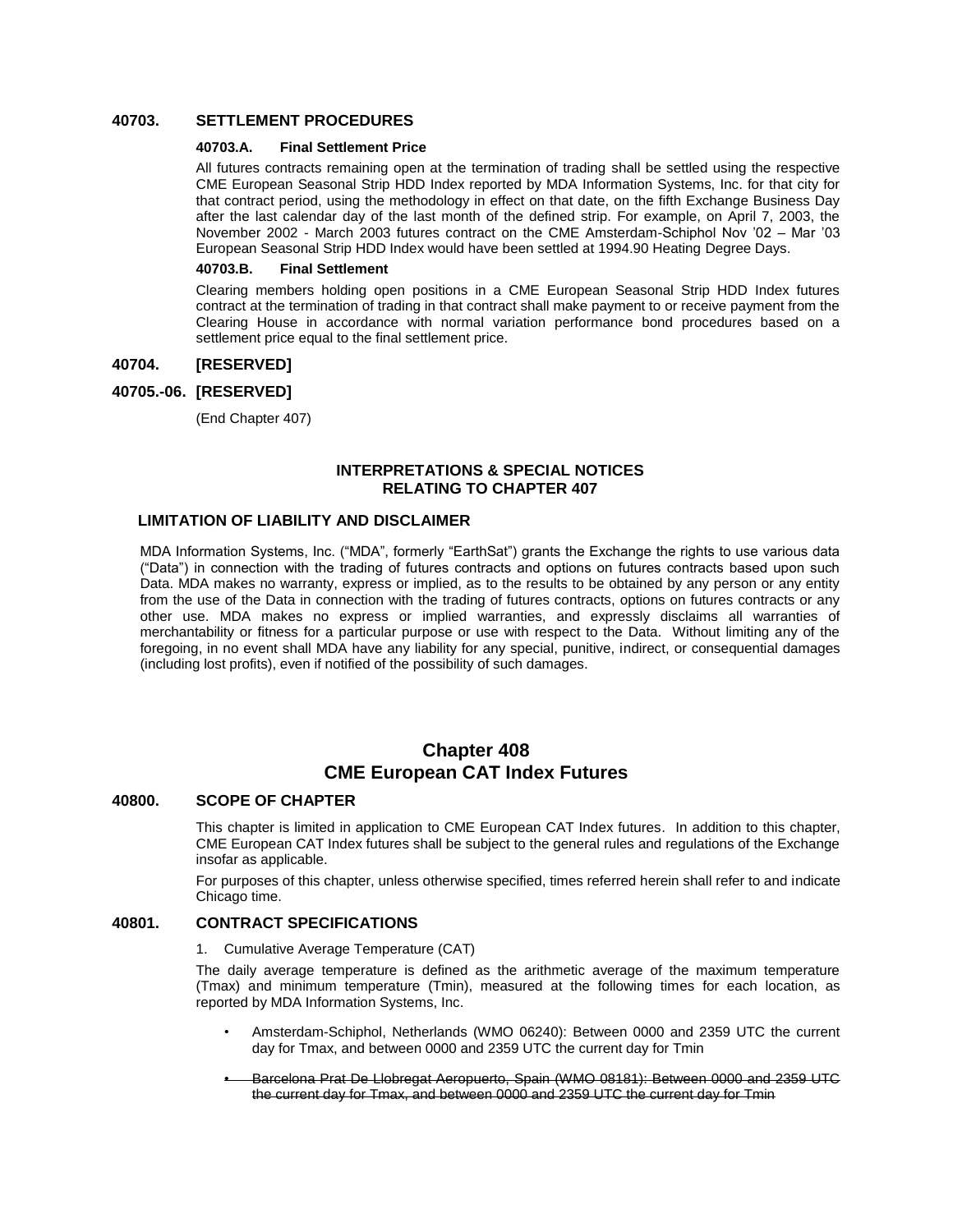### 40703. SETTLEMENT PROCEDURES

#### 40703.A. Final Settlement Price

All futures contracts remaining open at the termination of trading shall be settled using the respective CME European Seasonal Strip HDD Index reported by MDA Information Systems, Inc. for that city for that contract period, using the methodology in effect on that date, on the fifth Exchange Business Day after the last calendar day of the last month of the defined strip. For example, on April 7, 2003, the November 2002 - March 2003 futures contract on the CME Amsterdam-Schiphol Nov '02 – Mar '03 European Seasonal Strip HDD Index would have been settled at 1994.90 Heating Degree Days.

#### 40703.B. Final Settlement

Clearing members holding open positions in a CME European Seasonal Strip HDD Index futures contract at the termination of trading in that contract shall make payment to or receive payment from the Clearing House in accordance with normal variation performance bond procedures based on a settlement price equal to the final settlement price.

### 40704. [RESERVED]

### 40705.-06. [RESERVED]

(End Chapter 407)

**INTERPRETATIONS & SPECIAL NOTICES RELATING TO CHAPTER 407**

**LIMITATION OF LIABILITY AND DISCLAIMER**

MDA Information Systems, Inc. ("MDA", formerly "EarthSat") grants the Exchange the rights to use various data ("Data") in connection with the trading of futures contracts and options on futures contracts based upon such Data. MDA makes no warranty, express or implied, as to the results to be obtained by any person or any entity from the use of the Data in connection with the trading of futures contracts, options on futures contracts or any other use. MDA makes no express or implied warranties, and expressly disclaims all warranties of merchantability or fitness for a particular purpose or use with respect to the Data. Without limiting any of the foregoing, in no event shall MDA have any liability for any special, punitive, indirect, or consequential damages (including lost profits), even if notified of the possibility of such damages.

## Chapter 408
## CME European CAT Index Futures

### 40800. SCOPE OF CHAPTER

This chapter is limited in application to CME European CAT Index futures. In addition to this chapter, CME European CAT Index futures shall be subject to the general rules and regulations of the Exchange insofar as applicable.

For purposes of this chapter, unless otherwise specified, times referred herein shall refer to and indicate Chicago time.

### 40801. CONTRACT SPECIFICATIONS

1. Cumulative Average Temperature (CAT)

The daily average temperature is defined as the arithmetic average of the maximum temperature (Tmax) and minimum temperature (Tmin), measured at the following times for each location, as reported by MDA Information Systems, Inc.

- Amsterdam-Schiphol, Netherlands (WMO 06240): Between 0000 and 2359 UTC the current day for Tmax, and between 0000 and 2359 UTC the current day for Tmin
- ~~Barcelona Prat De Llobregat Aeropuerto, Spain (WMO 08181): Between 0000 and 2359 UTC the current day for Tmax, and between 0000 and 2359 UTC the current day for Tmin~~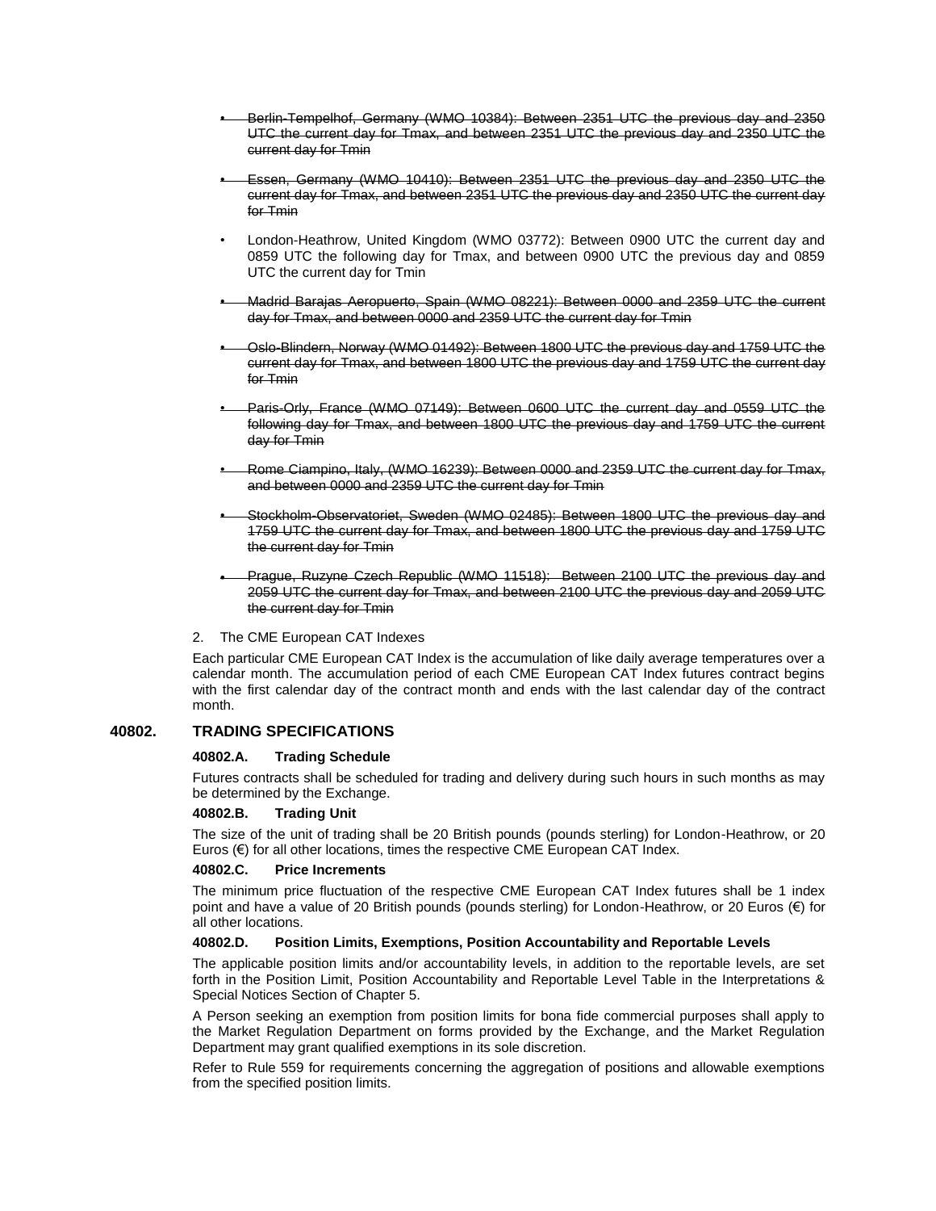- ~~Berlin-Tempelhof, Germany (WMO 10384): Between 2351 UTC the previous day and 2350 UTC the current day for Tmax, and between 2351 UTC the previous day and 2350 UTC the current day for Tmin~~
- ~~Essen, Germany (WMO 10410): Between 2351 UTC the previous day and 2350 UTC the current day for Tmax, and between 2351 UTC the previous day and 2350 UTC the current day for Tmin~~
- London-Heathrow, United Kingdom (WMO 03772): Between 0900 UTC the current day and 0859 UTC the following day for Tmax, and between 0900 UTC the previous day and 0859 UTC the current day for Tmin
- ~~Madrid Barajas Aeropuerto, Spain (WMO 08221): Between 0000 and 2359 UTC the current day for Tmax, and between 0000 and 2359 UTC the current day for Tmin~~
- ~~Oslo-Blindern, Norway (WMO 01492): Between 1800 UTC the previous day and 1759 UTC the current day for Tmax, and between 1800 UTC the previous day and 1759 UTC the current day for Tmin~~
- ~~Paris-Orly, France (WMO 07149): Between 0600 UTC the current day and 0559 UTC the following day for Tmax, and between 1800 UTC the previous day and 1759 UTC the current day for Tmin~~
- ~~Rome Ciampino, Italy, (WMO 16239): Between 0000 and 2359 UTC the current day for Tmax, and between 0000 and 2359 UTC the current day for Tmin~~
- ~~Stockholm-Observatoriet, Sweden (WMO 02485): Between 1800 UTC the previous day and 1759 UTC the current day for Tmax, and between 1800 UTC the previous day and 1759 UTC the current day for Tmin~~
- ~~Prague, Ruzyne Czech Republic (WMO 11518): Between 2100 UTC the previous day and 2059 UTC the current day for Tmax, and between 2100 UTC the previous day and 2059 UTC the current day for Tmin~~

2. The CME European CAT Indexes

Each particular CME European CAT Index is the accumulation of like daily average temperatures over a calendar month. The accumulation period of each CME European CAT Index futures contract begins with the first calendar day of the contract month and ends with the last calendar day of the contract month.

## 40802. TRADING SPECIFICATIONS

### 40802.A. Trading Schedule

Futures contracts shall be scheduled for trading and delivery during such hours in such months as may be determined by the Exchange.

### 40802.B. Trading Unit

The size of the unit of trading shall be 20 British pounds (pounds sterling) for London-Heathrow, or 20 Euros (€) for all other locations, times the respective CME European CAT Index.

### 40802.C. Price Increments

The minimum price fluctuation of the respective CME European CAT Index futures shall be 1 index point and have a value of 20 British pounds (pounds sterling) for London-Heathrow, or 20 Euros (€) for all other locations.

### 40802.D. Position Limits, Exemptions, Position Accountability and Reportable Levels

The applicable position limits and/or accountability levels, in addition to the reportable levels, are set forth in the Position Limit, Position Accountability and Reportable Level Table in the Interpretations & Special Notices Section of Chapter 5.

A Person seeking an exemption from position limits for bona fide commercial purposes shall apply to the Market Regulation Department on forms provided by the Exchange, and the Market Regulation Department may grant qualified exemptions in its sole discretion.

Refer to Rule 559 for requirements concerning the aggregation of positions and allowable exemptions from the specified position limits.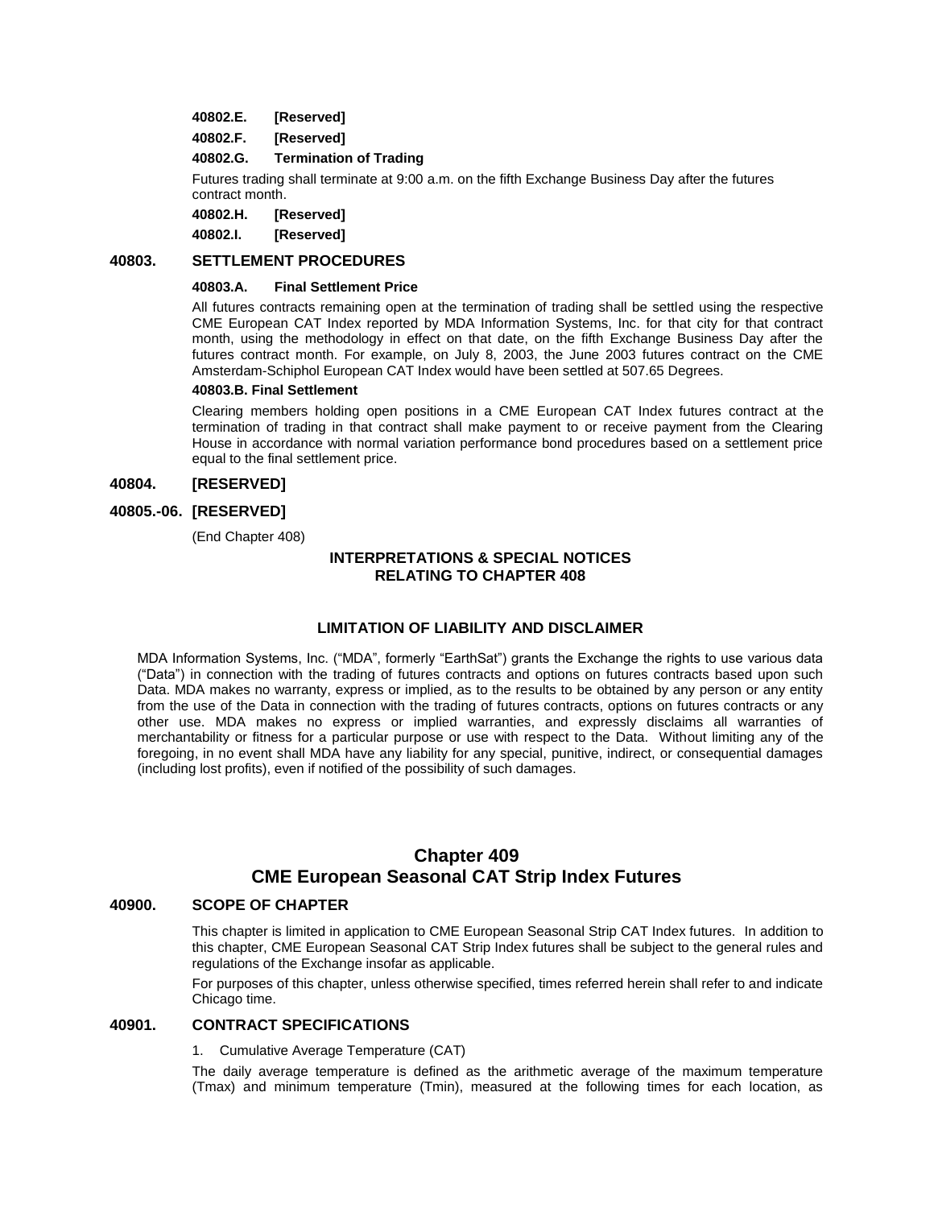**40802.E. [Reserved]**

**40802.F. [Reserved]**

**40802.G. Termination of Trading**

Futures trading shall terminate at 9:00 a.m. on the fifth Exchange Business Day after the futures contract month.

**40802.H. [Reserved]**

**40802.I. [Reserved]**

## 40803. SETTLEMENT PROCEDURES

**40803.A. Final Settlement Price**

All futures contracts remaining open at the termination of trading shall be settled using the respective CME European CAT Index reported by MDA Information Systems, Inc. for that city for that contract month, using the methodology in effect on that date, on the fifth Exchange Business Day after the futures contract month. For example, on July 8, 2003, the June 2003 futures contract on the CME Amsterdam-Schiphol European CAT Index would have been settled at 507.65 Degrees.

**40803.B. Final Settlement**

Clearing members holding open positions in a CME European CAT Index futures contract at the termination of trading in that contract shall make payment to or receive payment from the Clearing House in accordance with normal variation performance bond procedures based on a settlement price equal to the final settlement price.

## 40804. [RESERVED]

## 40805.-06. [RESERVED]

(End Chapter 408)

### INTERPRETATIONS & SPECIAL NOTICES RELATING TO CHAPTER 408

### LIMITATION OF LIABILITY AND DISCLAIMER

MDA Information Systems, Inc. ("MDA", formerly "EarthSat") grants the Exchange the rights to use various data ("Data") in connection with the trading of futures contracts and options on futures contracts based upon such Data. MDA makes no warranty, express or implied, as to the results to be obtained by any person or any entity from the use of the Data in connection with the trading of futures contracts, options on futures contracts or any other use. MDA makes no express or implied warranties, and expressly disclaims all warranties of merchantability or fitness for a particular purpose or use with respect to the Data. Without limiting any of the foregoing, in no event shall MDA have any liability for any special, punitive, indirect, or consequential damages (including lost profits), even if notified of the possibility of such damages.

# Chapter 409
# CME European Seasonal CAT Strip Index Futures

## 40900. SCOPE OF CHAPTER

This chapter is limited in application to CME European Seasonal Strip CAT Index futures. In addition to this chapter, CME European Seasonal CAT Strip Index futures shall be subject to the general rules and regulations of the Exchange insofar as applicable.

For purposes of this chapter, unless otherwise specified, times referred herein shall refer to and indicate Chicago time.

## 40901. CONTRACT SPECIFICATIONS

1. Cumulative Average Temperature (CAT)

The daily average temperature is defined as the arithmetic average of the maximum temperature (Tmax) and minimum temperature (Tmin), measured at the following times for each location, as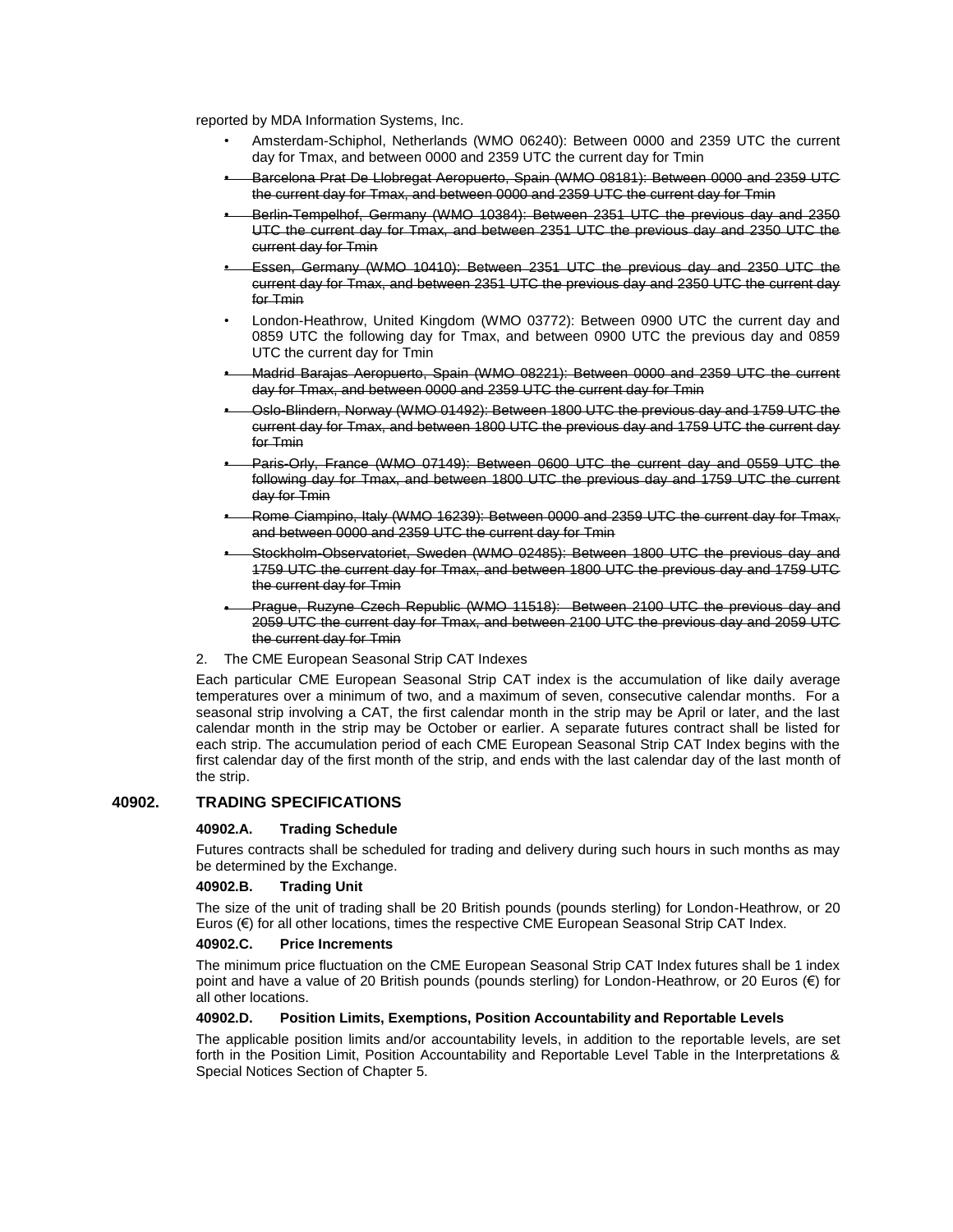reported by MDA Information Systems, Inc.

- Amsterdam-Schiphol, Netherlands (WMO 06240): Between 0000 and 2359 UTC the current day for Tmax, and between 0000 and 2359 UTC the current day for Tmin
- ~~Barcelona Prat De Llobregat Aeropuerto, Spain (WMO 08181): Between 0000 and 2359 UTC the current day for Tmax, and between 0000 and 2359 UTC the current day for Tmin~~
- ~~Berlin-Tempelhof, Germany (WMO 10384): Between 2351 UTC the previous day and 2350 UTC the current day for Tmax, and between 2351 UTC the previous day and 2350 UTC the current day for Tmin~~
- ~~Essen, Germany (WMO 10410): Between 2351 UTC the previous day and 2350 UTC the current day for Tmax, and between 2351 UTC the previous day and 2350 UTC the current day for Tmin~~
- London-Heathrow, United Kingdom (WMO 03772): Between 0900 UTC the current day and 0859 UTC the following day for Tmax, and between 0900 UTC the previous day and 0859 UTC the current day for Tmin
- ~~Madrid Barajas Aeropuerto, Spain (WMO 08221): Between 0000 and 2359 UTC the current day for Tmax, and between 0000 and 2359 UTC the current day for Tmin~~
- ~~Oslo-Blindern, Norway (WMO 01492): Between 1800 UTC the previous day and 1759 UTC the current day for Tmax, and between 1800 UTC the previous day and 1759 UTC the current day for Tmin~~
- ~~Paris-Orly, France (WMO 07149): Between 0600 UTC the current day and 0559 UTC the following day for Tmax, and between 1800 UTC the previous day and 1759 UTC the current day for Tmin~~
- ~~Rome Ciampino, Italy (WMO 16239): Between 0000 and 2359 UTC the current day for Tmax, and between 0000 and 2359 UTC the current day for Tmin~~
- ~~Stockholm-Observatoriet, Sweden (WMO 02485): Between 1800 UTC the previous day and 1759 UTC the current day for Tmax, and between 1800 UTC the previous day and 1759 UTC the current day for Tmin~~
- ~~Prague, Ruzyne Czech Republic (WMO 11518): Between 2100 UTC the previous day and 2059 UTC the current day for Tmax, and between 2100 UTC the previous day and 2059 UTC the current day for Tmin~~

2. The CME European Seasonal Strip CAT Indexes

Each particular CME European Seasonal Strip CAT index is the accumulation of like daily average temperatures over a minimum of two, and a maximum of seven, consecutive calendar months. For a seasonal strip involving a CAT, the first calendar month in the strip may be April or later, and the last calendar month in the strip may be October or earlier. A separate futures contract shall be listed for each strip. The accumulation period of each CME European Seasonal Strip CAT Index begins with the first calendar day of the first month of the strip, and ends with the last calendar day of the last month of the strip.

## 40902. TRADING SPECIFICATIONS

### 40902.A. Trading Schedule

Futures contracts shall be scheduled for trading and delivery during such hours in such months as may be determined by the Exchange.

### 40902.B. Trading Unit

The size of the unit of trading shall be 20 British pounds (pounds sterling) for London-Heathrow, or 20 Euros (€) for all other locations, times the respective CME European Seasonal Strip CAT Index.

### 40902.C. Price Increments

The minimum price fluctuation on the CME European Seasonal Strip CAT Index futures shall be 1 index point and have a value of 20 British pounds (pounds sterling) for London-Heathrow, or 20 Euros (€) for all other locations.

### 40902.D. Position Limits, Exemptions, Position Accountability and Reportable Levels

The applicable position limits and/or accountability levels, in addition to the reportable levels, are set forth in the Position Limit, Position Accountability and Reportable Level Table in the Interpretations & Special Notices Section of Chapter 5.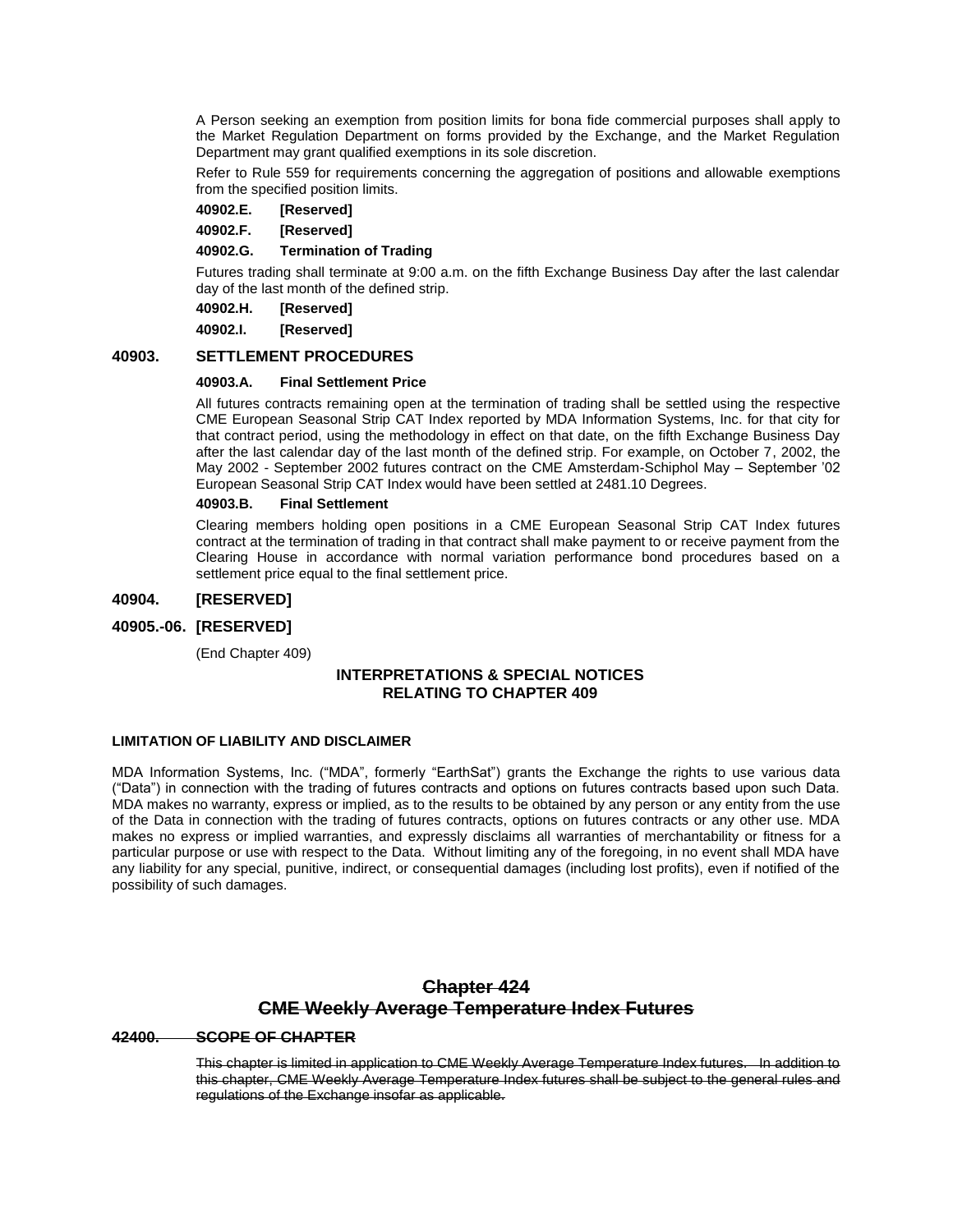A Person seeking an exemption from position limits for bona fide commercial purposes shall apply to the Market Regulation Department on forms provided by the Exchange, and the Market Regulation Department may grant qualified exemptions in its sole discretion.

Refer to Rule 559 for requirements concerning the aggregation of positions and allowable exemptions from the specified position limits.

**40902.E. [Reserved]**

**40902.F. [Reserved]**

**40902.G. Termination of Trading**

Futures trading shall terminate at 9:00 a.m. on the fifth Exchange Business Day after the last calendar day of the last month of the defined strip.

**40902.H. [Reserved]**

**40902.I. [Reserved]**

## 40903. SETTLEMENT PROCEDURES

**40903.A. Final Settlement Price**

All futures contracts remaining open at the termination of trading shall be settled using the respective CME European Seasonal Strip CAT Index reported by MDA Information Systems, Inc. for that city for that contract period, using the methodology in effect on that date, on the fifth Exchange Business Day after the last calendar day of the last month of the defined strip. For example, on October 7, 2002, the May 2002 - September 2002 futures contract on the CME Amsterdam-Schiphol May – September '02 European Seasonal Strip CAT Index would have been settled at 2481.10 Degrees.

**40903.B. Final Settlement**

Clearing members holding open positions in a CME European Seasonal Strip CAT Index futures contract at the termination of trading in that contract shall make payment to or receive payment from the Clearing House in accordance with normal variation performance bond procedures based on a settlement price equal to the final settlement price.

## 40904. [RESERVED]

## 40905.-06. [RESERVED]

(End Chapter 409)

### INTERPRETATIONS & SPECIAL NOTICES RELATING TO CHAPTER 409

**LIMITATION OF LIABILITY AND DISCLAIMER**

MDA Information Systems, Inc. ("MDA", formerly "EarthSat") grants the Exchange the rights to use various data ("Data") in connection with the trading of futures contracts and options on futures contracts based upon such Data. MDA makes no warranty, express or implied, as to the results to be obtained by any person or any entity from the use of the Data in connection with the trading of futures contracts, options on futures contracts or any other use. MDA makes no express or implied warranties, and expressly disclaims all warranties of merchantability or fitness for a particular purpose or use with respect to the Data. Without limiting any of the foregoing, in no event shall MDA have any liability for any special, punitive, indirect, or consequential damages (including lost profits), even if notified of the possibility of such damages.

# ~~Chapter 424~~
# ~~CME Weekly Average Temperature Index Futures~~

## ~~42400. SCOPE OF CHAPTER~~

~~This chapter is limited in application to CME Weekly Average Temperature Index futures. In addition to this chapter, CME Weekly Average Temperature Index futures shall be subject to the general rules and regulations of the Exchange insofar as applicable.~~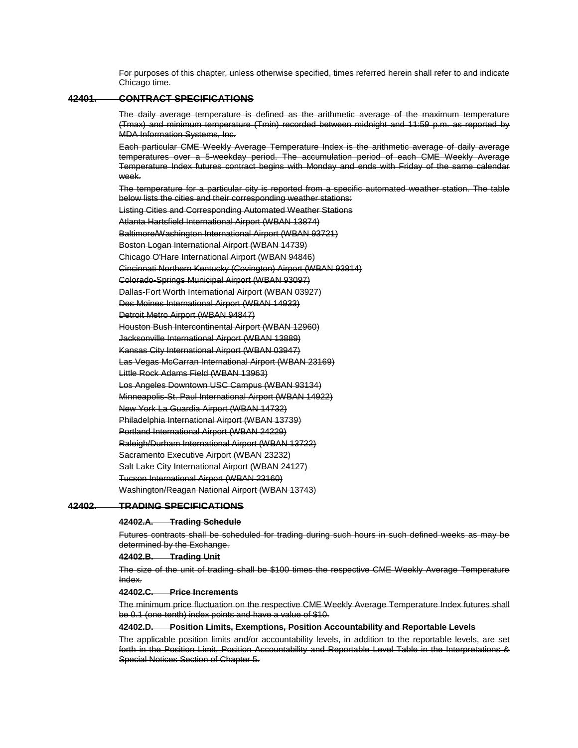~~For purposes of this chapter, unless otherwise specified, times referred herein shall refer to and indicate Chicago time.~~

## ~~42401. CONTRACT SPECIFICATIONS~~

~~The daily average temperature is defined as the arithmetic average of the maximum temperature (Tmax) and minimum temperature (Tmin) recorded between midnight and 11:59 p.m. as reported by MDA Information Systems, Inc.~~

~~Each particular CME Weekly Average Temperature Index is the arithmetic average of daily average temperatures over a 5-weekday period. The accumulation period of each CME Weekly Average Temperature Index futures contract begins with Monday and ends with Friday of the same calendar week.~~

~~The temperature for a particular city is reported from a specific automated weather station. The table below lists the cities and their corresponding weather stations:~~

~~Listing Cities and Corresponding Automated Weather Stations~~

~~Atlanta Hartsfield International Airport (WBAN 13874)~~

~~Baltimore/Washington International Airport (WBAN 93721)~~

~~Boston Logan International Airport (WBAN 14739)~~

~~Chicago O'Hare International Airport (WBAN 94846)~~

~~Cincinnati Northern Kentucky (Covington) Airport (WBAN 93814)~~

~~Colorado-Springs Municipal Airport (WBAN 93097)~~

~~Dallas-Fort Worth International Airport (WBAN 03927)~~

~~Des Moines International Airport (WBAN 14933)~~

~~Detroit Metro Airport (WBAN 94847)~~

~~Houston Bush Intercontinental Airport (WBAN 12960)~~

~~Jacksonville International Airport (WBAN 13889)~~

~~Kansas City International Airport (WBAN 03947)~~

~~Las Vegas McCarran International Airport (WBAN 23169)~~

~~Little Rock Adams Field (WBAN 13963)~~

~~Los Angeles Downtown USC Campus (WBAN 93134)~~

~~Minneapolis-St. Paul International Airport (WBAN 14922)~~

~~New York La Guardia Airport (WBAN 14732)~~

~~Philadelphia International Airport (WBAN 13739)~~

~~Portland International Airport (WBAN 24229)~~

~~Raleigh/Durham International Airport (WBAN 13722)~~

~~Sacramento Executive Airport (WBAN 23232)~~

~~Salt Lake City International Airport (WBAN 24127)~~

~~Tucson International Airport (WBAN 23160)~~

~~Washington/Reagan National Airport (WBAN 13743)~~

## ~~42402. TRADING SPECIFICATIONS~~

### ~~42402.A. Trading Schedule~~

~~Futures contracts shall be scheduled for trading during such hours in such defined weeks as may be determined by the Exchange.~~

### ~~42402.B. Trading Unit~~

~~The size of the unit of trading shall be \$100 times the respective CME Weekly Average Temperature Index.~~

### ~~42402.C. Price Increments~~

~~The minimum price fluctuation on the respective CME Weekly Average Temperature Index futures shall be 0.1 (one-tenth) index points and have a value of \$10.~~

### ~~42402.D. Position Limits, Exemptions, Position Accountability and Reportable Levels~~

~~The applicable position limits and/or accountability levels, in addition to the reportable levels, are set forth in the Position Limit, Position Accountability and Reportable Level Table in the Interpretations & Special Notices Section of Chapter 5.~~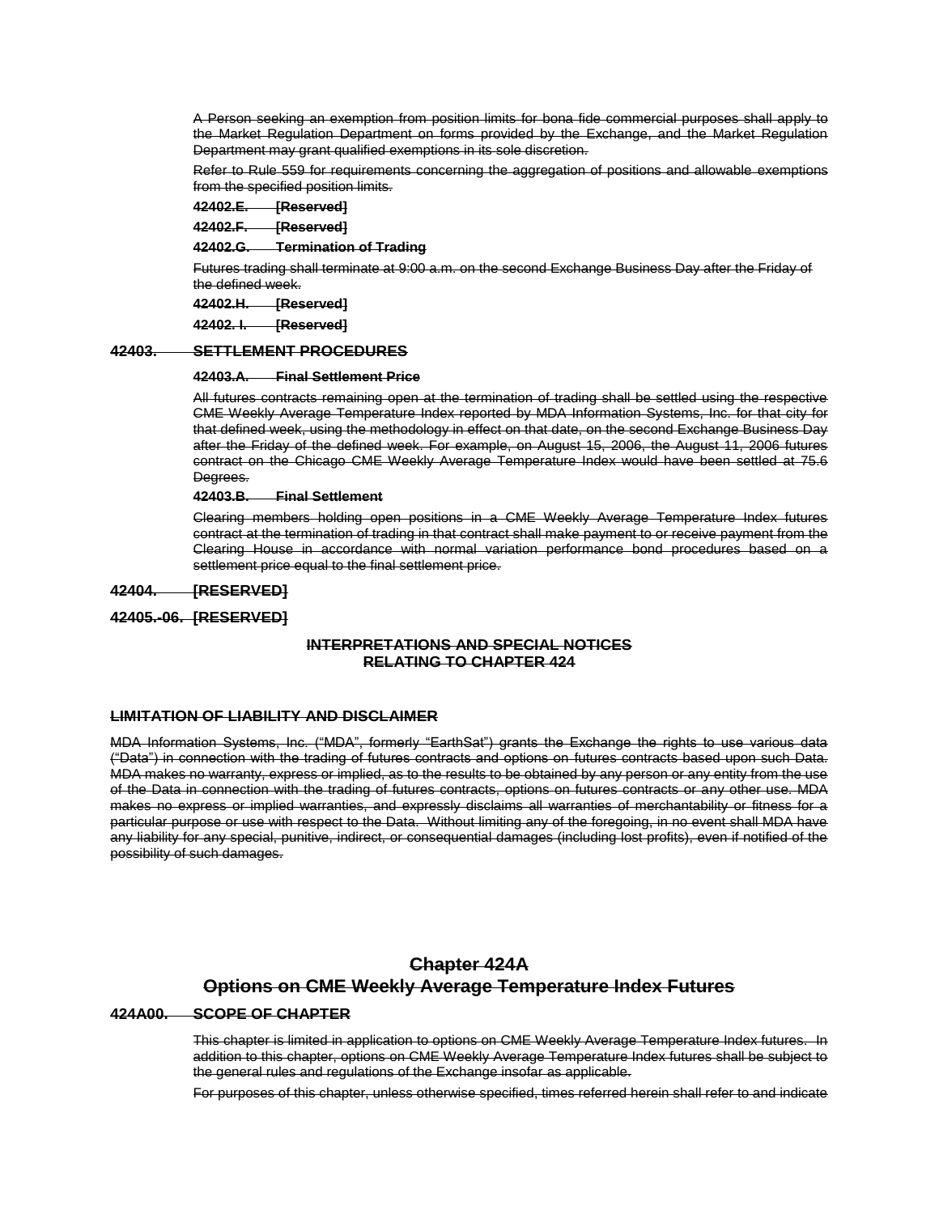A Person seeking an exemption from position limits for bona fide commercial purposes shall apply to the Market Regulation Department on forms provided by the Exchange, and the Market Regulation Department may grant qualified exemptions in its sole discretion.

Refer to Rule 559 for requirements concerning the aggregation of positions and allowable exemptions from the specified position limits.

**42402.E. [Reserved]**

**42402.F. [Reserved]**

**42402.G. Termination of Trading**

Futures trading shall terminate at 9:00 a.m. on the second Exchange Business Day after the Friday of the defined week.

**42402.H. [Reserved]**

**42402. I. [Reserved]**

## 42403. SETTLEMENT PROCEDURES

**42403.A. Final Settlement Price**

All futures contracts remaining open at the termination of trading shall be settled using the respective CME Weekly Average Temperature Index reported by MDA Information Systems, Inc. for that city for that defined week, using the methodology in effect on that date, on the second Exchange Business Day after the Friday of the defined week. For example, on August 15, 2006, the August 11, 2006 futures contract on the Chicago CME Weekly Average Temperature Index would have been settled at 75.6 Degrees.

**42403.B. Final Settlement**

Clearing members holding open positions in a CME Weekly Average Temperature Index futures contract at the termination of trading in that contract shall make payment to or receive payment from the Clearing House in accordance with normal variation performance bond procedures based on a settlement price equal to the final settlement price.

## 42404. [RESERVED]

## 42405.-06. [RESERVED]

### INTERPRETATIONS AND SPECIAL NOTICES RELATING TO CHAPTER 424

**LIMITATION OF LIABILITY AND DISCLAIMER**

MDA Information Systems, Inc. ("MDA", formerly "EarthSat") grants the Exchange the rights to use various data ("Data") in connection with the trading of futures contracts and options on futures contracts based upon such Data. MDA makes no warranty, express or implied, as to the results to be obtained by any person or any entity from the use of the Data in connection with the trading of futures contracts, options on futures contracts or any other use. MDA makes no express or implied warranties, and expressly disclaims all warranties of merchantability or fitness for a particular purpose or use with respect to the Data. Without limiting any of the foregoing, in no event shall MDA have any liability for any special, punitive, indirect, or consequential damages (including lost profits), even if notified of the possibility of such damages.

# Chapter 424A
# Options on CME Weekly Average Temperature Index Futures

## 424A00. SCOPE OF CHAPTER

This chapter is limited in application to options on CME Weekly Average Temperature Index futures. In addition to this chapter, options on CME Weekly Average Temperature Index futures shall be subject to the general rules and regulations of the Exchange insofar as applicable.

For purposes of this chapter, unless otherwise specified, times referred herein shall refer to and indicate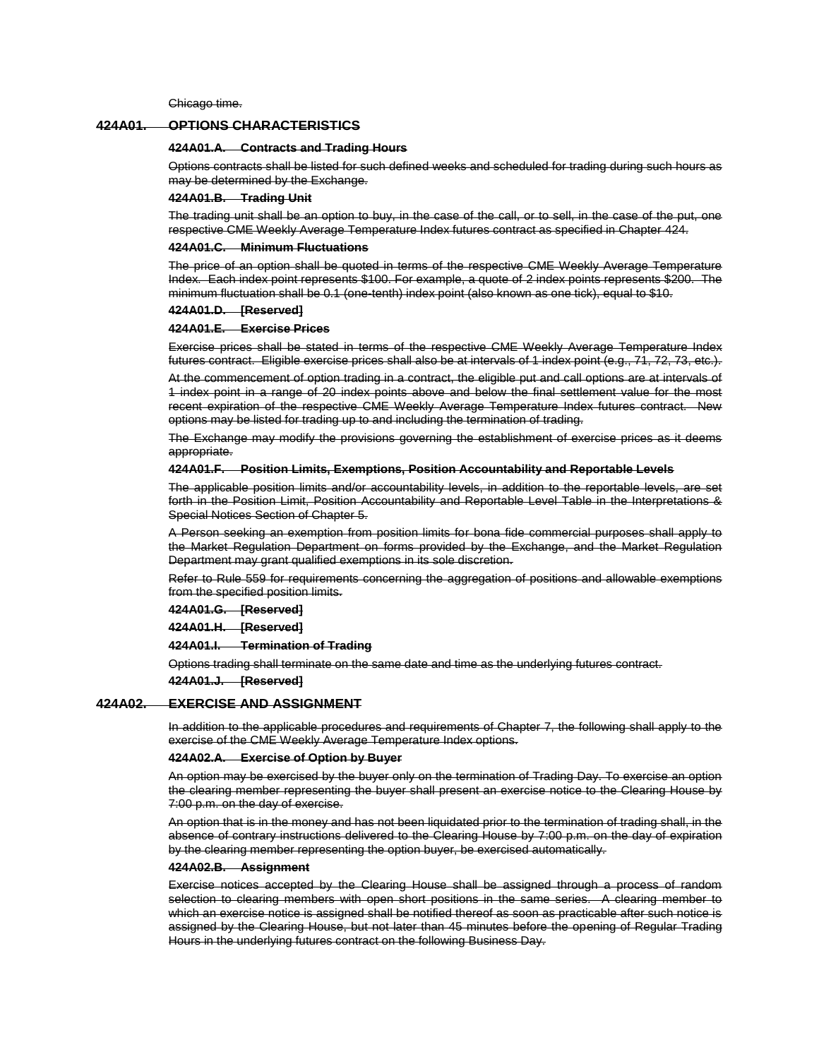~~Chicago time.~~

## ~~424A01. OPTIONS CHARACTERISTICS~~

### ~~424A01.A. Contracts and Trading Hours~~

~~Options contracts shall be listed for such defined weeks and scheduled for trading during such hours as may be determined by the Exchange.~~

### ~~424A01.B. Trading Unit~~

~~The trading unit shall be an option to buy, in the case of the call, or to sell, in the case of the put, one respective CME Weekly Average Temperature Index futures contract as specified in Chapter 424.~~

### ~~424A01.C. Minimum Fluctuations~~

~~The price of an option shall be quoted in terms of the respective CME Weekly Average Temperature Index. Each index point represents $100. For example, a quote of 2 index points represents $200. The minimum fluctuation shall be 0.1 (one-tenth) index point (also known as one tick), equal to $10.~~

### ~~424A01.D. [Reserved]~~

### ~~424A01.E. Exercise Prices~~

~~Exercise prices shall be stated in terms of the respective CME Weekly Average Temperature Index futures contract. Eligible exercise prices shall also be at intervals of 1 index point (e.g., 71, 72, 73, etc.).~~

~~At the commencement of option trading in a contract, the eligible put and call options are at intervals of 1 index point in a range of 20 index points above and below the final settlement value for the most recent expiration of the respective CME Weekly Average Temperature Index futures contract. New options may be listed for trading up to and including the termination of trading.~~

~~The Exchange may modify the provisions governing the establishment of exercise prices as it deems appropriate.~~

### ~~424A01.F. Position Limits, Exemptions, Position Accountability and Reportable Levels~~

~~The applicable position limits and/or accountability levels, in addition to the reportable levels, are set forth in the Position Limit, Position Accountability and Reportable Level Table in the Interpretations & Special Notices Section of Chapter 5.~~

~~A Person seeking an exemption from position limits for bona fide commercial purposes shall apply to the Market Regulation Department on forms provided by the Exchange, and the Market Regulation Department may grant qualified exemptions in its sole discretion.~~

~~Refer to Rule 559 for requirements concerning the aggregation of positions and allowable exemptions from the specified position limits.~~

### ~~424A01.G. [Reserved]~~

### ~~424A01.H. [Reserved]~~

### ~~424A01.I. Termination of Trading~~

~~Options trading shall terminate on the same date and time as the underlying futures contract.~~

### ~~424A01.J. [Reserved]~~

## ~~424A02. EXERCISE AND ASSIGNMENT~~

~~In addition to the applicable procedures and requirements of Chapter 7, the following shall apply to the exercise of the CME Weekly Average Temperature Index options.~~

### ~~424A02.A. Exercise of Option by Buyer~~

~~An option may be exercised by the buyer only on the termination of Trading Day. To exercise an option the clearing member representing the buyer shall present an exercise notice to the Clearing House by 7:00 p.m. on the day of exercise.~~

~~An option that is in the money and has not been liquidated prior to the termination of trading shall, in the absence of contrary instructions delivered to the Clearing House by 7:00 p.m. on the day of expiration by the clearing member representing the option buyer, be exercised automatically.~~

### ~~424A02.B. Assignment~~

~~Exercise notices accepted by the Clearing House shall be assigned through a process of random selection to clearing members with open short positions in the same series. A clearing member to which an exercise notice is assigned shall be notified thereof as soon as practicable after such notice is assigned by the Clearing House, but not later than 45 minutes before the opening of Regular Trading Hours in the underlying futures contract on the following Business Day.~~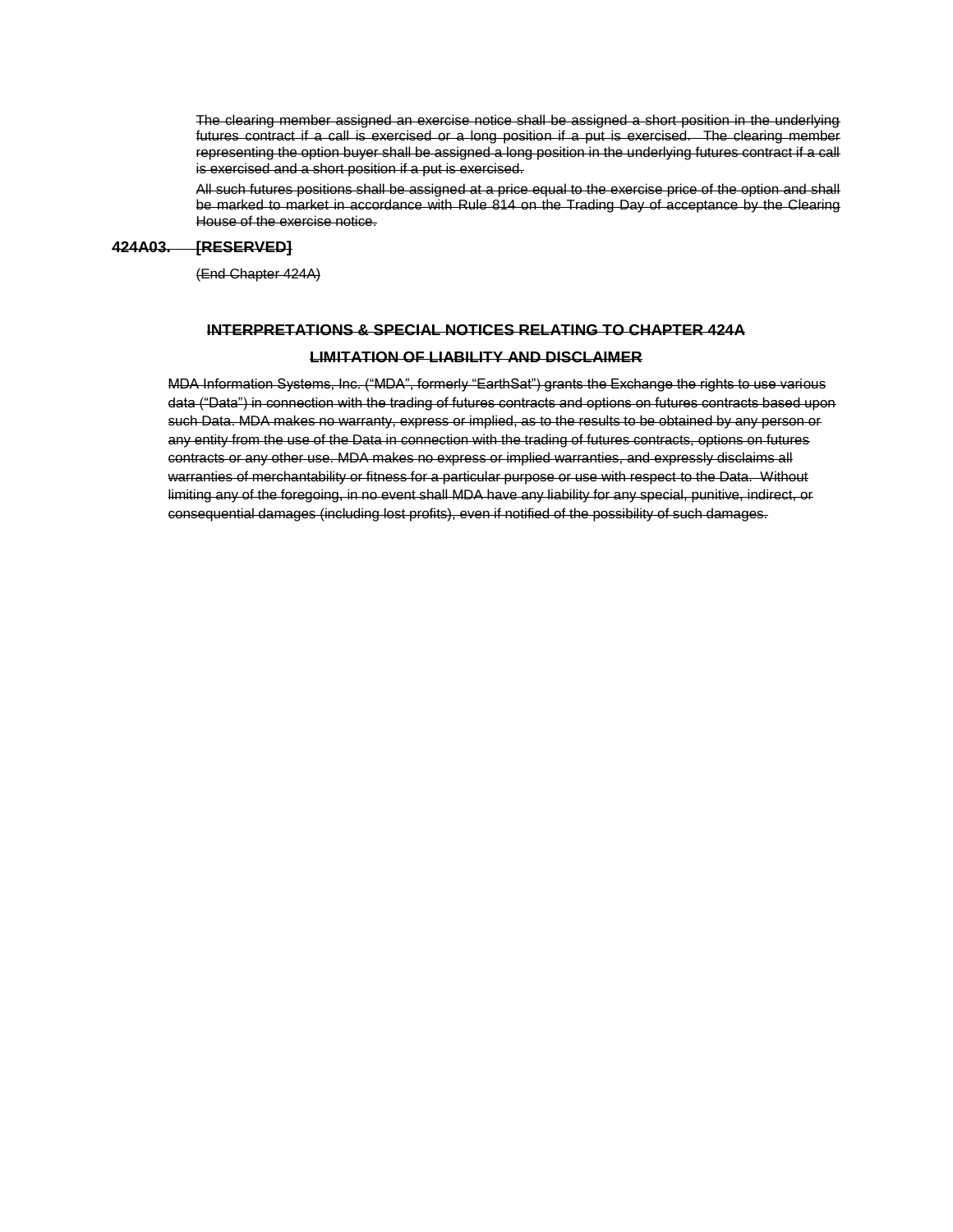~~The clearing member assigned an exercise notice shall be assigned a short position in the underlying futures contract if a call is exercised or a long position if a put is exercised. The clearing member representing the option buyer shall be assigned a long position in the underlying futures contract if a call is exercised and a short position if a put is exercised.~~

~~All such futures positions shall be assigned at a price equal to the exercise price of the option and shall be marked to market in accordance with Rule 814 on the Trading Day of acceptance by the Clearing House of the exercise notice.~~

**~~424A03. [RESERVED]~~**

~~(End Chapter 424A)~~

**~~INTERPRETATIONS & SPECIAL NOTICES RELATING TO CHAPTER 424A~~**

**~~LIMITATION OF LIABILITY AND DISCLAIMER~~**

~~MDA Information Systems, Inc. ("MDA", formerly "EarthSat") grants the Exchange the rights to use various data ("Data") in connection with the trading of futures contracts and options on futures contracts based upon such Data. MDA makes no warranty, express or implied, as to the results to be obtained by any person or any entity from the use of the Data in connection with the trading of futures contracts, options on futures contracts or any other use. MDA makes no express or implied warranties, and expressly disclaims all warranties of merchantability or fitness for a particular purpose or use with respect to the Data. Without limiting any of the foregoing, in no event shall MDA have any liability for any special, punitive, indirect, or consequential damages (including lost profits), even if notified of the possibility of such damages.~~